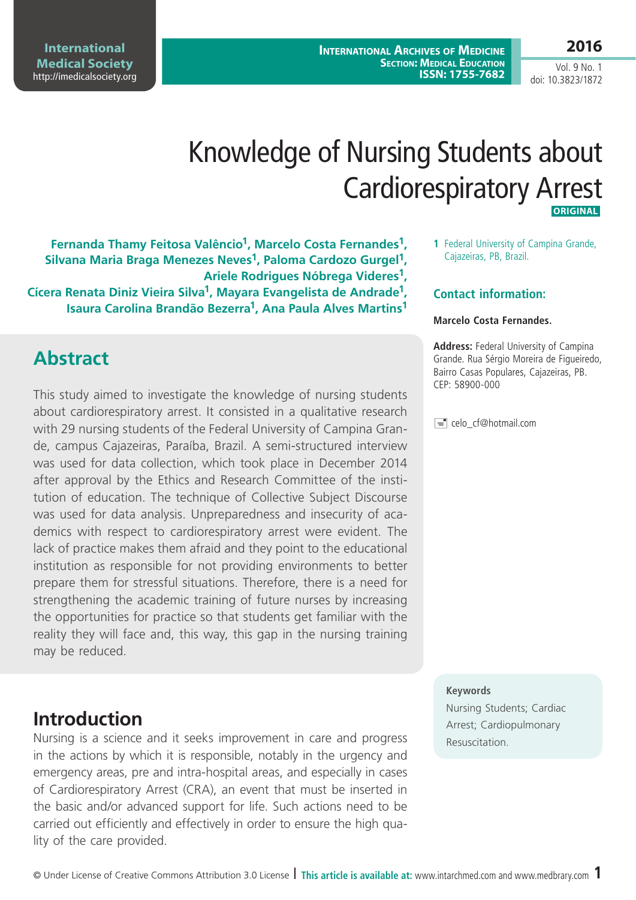# Knowledge of Nursing Students about Cardiorespiratory Arrest

**ORIGINAL**

**Fernanda Thamy Feitosa Valêncio[1], Marcelo Costa Fernandes[1], Silvana Maria Braga Menezes Neves[1], Paloma Cardozo Gurgel[1], Ariele Rodrigues Nóbrega Videres[1], Cícera Renata Diniz Vieira Silva[1], Mayara Evangelista de Andrade[1], Isaura Carolina Brandão Bezerra[1], Ana Paula Alves Martins[1]**

1 Federal University of Campina Grande, Cajazeiras, PB, Brazil.

### Contact information:

**Marcelo Costa Fernandes.**

**Address:** Federal University of Campina Grande. Rua Sérgio Moreira de Figueiredo, Bairro Casas Populares, Cajazeiras, PB. CEP: 58900-000

celo_cf@hotmail.com

## Abstract

This study aimed to investigate the knowledge of nursing students about cardiorespiratory arrest. It consisted in a qualitative research with 29 nursing students of the Federal University of Campina Grande, campus Cajazeiras, Paraíba, Brazil. A semi-structured interview was used for data collection, which took place in December 2014 after approval by the Ethics and Research Committee of the institution of education. The technique of Collective Subject Discourse was used for data analysis. Unpreparedness and insecurity of academics with respect to cardiorespiratory arrest were evident. The lack of practice makes them afraid and they point to the educational institution as responsible for not providing environments to better prepare them for stressful situations. Therefore, there is a need for strengthening the academic training of future nurses by increasing the opportunities for practice so that students get familiar with the reality they will face and, this way, this gap in the nursing training may be reduced.

**Keywords**

Nursing Students; Cardiac Arrest; Cardiopulmonary Resuscitation.

## Introduction

Nursing is a science and it seeks improvement in care and progress in the actions by which it is responsible, notably in the urgency and emergency areas, pre and intra-hospital areas, and especially in cases of Cardiorespiratory Arrest (CRA), an event that must be inserted in the basic and/or advanced support for life. Such actions need to be carried out efficiently and effectively in order to ensure the high quality of the care provided.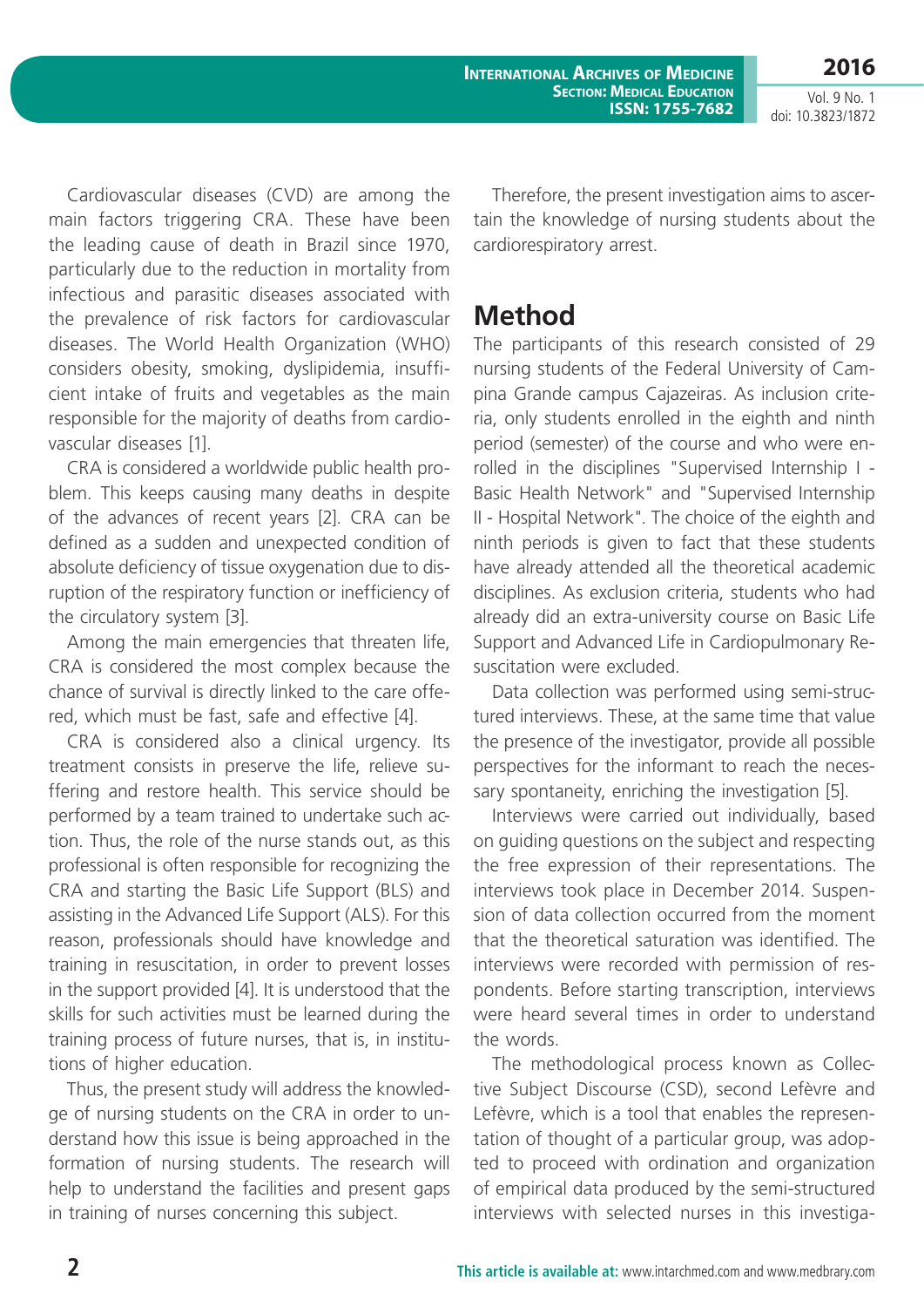Cardiovascular diseases (CVD) are among the main factors triggering CRA. These have been the leading cause of death in Brazil since 1970, particularly due to the reduction in mortality from infectious and parasitic diseases associated with the prevalence of risk factors for cardiovascular diseases. The World Health Organization (WHO) considers obesity, smoking, dyslipidemia, insufficient intake of fruits and vegetables as the main responsible for the majority of deaths from cardiovascular diseases [1].

CRA is considered a worldwide public health problem. This keeps causing many deaths in despite of the advances of recent years [2]. CRA can be defined as a sudden and unexpected condition of absolute deficiency of tissue oxygenation due to disruption of the respiratory function or inefficiency of the circulatory system [3].

Among the main emergencies that threaten life, CRA is considered the most complex because the chance of survival is directly linked to the care offered, which must be fast, safe and effective [4].

CRA is considered also a clinical urgency. Its treatment consists in preserve the life, relieve suffering and restore health. This service should be performed by a team trained to undertake such action. Thus, the role of the nurse stands out, as this professional is often responsible for recognizing the CRA and starting the Basic Life Support (BLS) and assisting in the Advanced Life Support (ALS). For this reason, professionals should have knowledge and training in resuscitation, in order to prevent losses in the support provided [4]. It is understood that the skills for such activities must be learned during the training process of future nurses, that is, in institutions of higher education.

Thus, the present study will address the knowledge of nursing students on the CRA in order to understand how this issue is being approached in the formation of nursing students. The research will help to understand the facilities and present gaps in training of nurses concerning this subject.

Therefore, the present investigation aims to ascertain the knowledge of nursing students about the cardiorespiratory arrest.

## Method

The participants of this research consisted of 29 nursing students of the Federal University of Campina Grande campus Cajazeiras. As inclusion criteria, only students enrolled in the eighth and ninth period (semester) of the course and who were enrolled in the disciplines "Supervised Internship I - Basic Health Network" and "Supervised Internship II - Hospital Network". The choice of the eighth and ninth periods is given to fact that these students have already attended all the theoretical academic disciplines. As exclusion criteria, students who had already did an extra-university course on Basic Life Support and Advanced Life in Cardiopulmonary Resuscitation were excluded.

Data collection was performed using semi-structured interviews. These, at the same time that value the presence of the investigator, provide all possible perspectives for the informant to reach the necessary spontaneity, enriching the investigation [5].

Interviews were carried out individually, based on guiding questions on the subject and respecting the free expression of their representations. The interviews took place in December 2014. Suspension of data collection occurred from the moment that the theoretical saturation was identified. The interviews were recorded with permission of respondents. Before starting transcription, interviews were heard several times in order to understand the words.

The methodological process known as Collective Subject Discourse (CSD), second Lefèvre and Lefèvre, which is a tool that enables the representation of thought of a particular group, was adopted to proceed with ordination and organization of empirical data produced by the semi-structured interviews with selected nurses in this investiga-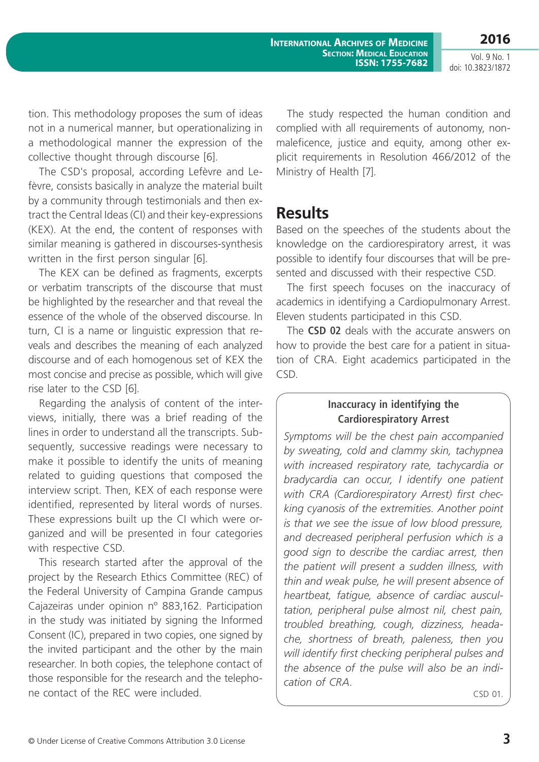tion. This methodology proposes the sum of ideas not in a numerical manner, but operationalizing in a methodological manner the expression of the collective thought through discourse [6].

The CSD's proposal, according Lefèvre and Lefèvre, consists basically in analyze the material built by a community through testimonials and then extract the Central Ideas (CI) and their key-expressions (KEX). At the end, the content of responses with similar meaning is gathered in discourses-synthesis written in the first person singular [6].

The KEX can be defined as fragments, excerpts or verbatim transcripts of the discourse that must be highlighted by the researcher and that reveal the essence of the whole of the observed discourse. In turn, CI is a name or linguistic expression that reveals and describes the meaning of each analyzed discourse and of each homogenous set of KEX the most concise and precise as possible, which will give rise later to the CSD [6].

Regarding the analysis of content of the interviews, initially, there was a brief reading of the lines in order to understand all the transcripts. Subsequently, successive readings were necessary to make it possible to identify the units of meaning related to guiding questions that composed the interview script. Then, KEX of each response were identified, represented by literal words of nurses. These expressions built up the CI which were organized and will be presented in four categories with respective CSD.

This research started after the approval of the project by the Research Ethics Committee (REC) of the Federal University of Campina Grande campus Cajazeiras under opinion n° 883,162. Participation in the study was initiated by signing the Informed Consent (IC), prepared in two copies, one signed by the invited participant and the other by the main researcher. In both copies, the telephone contact of those responsible for the research and the telephone contact of the REC were included.

The study respected the human condition and complied with all requirements of autonomy, nonmaleficence, justice and equity, among other explicit requirements in Resolution 466/2012 of the Ministry of Health [7].

## Results

Based on the speeches of the students about the knowledge on the cardiorespiratory arrest, it was possible to identify four discourses that will be presented and discussed with their respective CSD.

The first speech focuses on the inaccuracy of academics in identifying a Cardiopulmonary Arrest. Eleven students participated in this CSD.

The **CSD 02** deals with the accurate answers on how to provide the best care for a patient in situation of CRA. Eight academics participated in the CSD.

**Inaccuracy in identifying the Cardiorespiratory Arrest**

*Symptoms will be the chest pain accompanied by sweating, cold and clammy skin, tachypnea with increased respiratory rate, tachycardia or bradycardia can occur, I identify one patient with CRA (Cardiorespiratory Arrest) first checking cyanosis of the extremities. Another point is that we see the issue of low blood pressure, and decreased peripheral perfusion which is a good sign to describe the cardiac arrest, then the patient will present a sudden illness, with thin and weak pulse, he will present absence of heartbeat, fatigue, absence of cardiac auscultation, peripheral pulse almost nil, chest pain, troubled breathing, cough, dizziness, headache, shortness of breath, paleness, then you will identify first checking peripheral pulses and the absence of the pulse will also be an indication of CRA.*

CSD 01.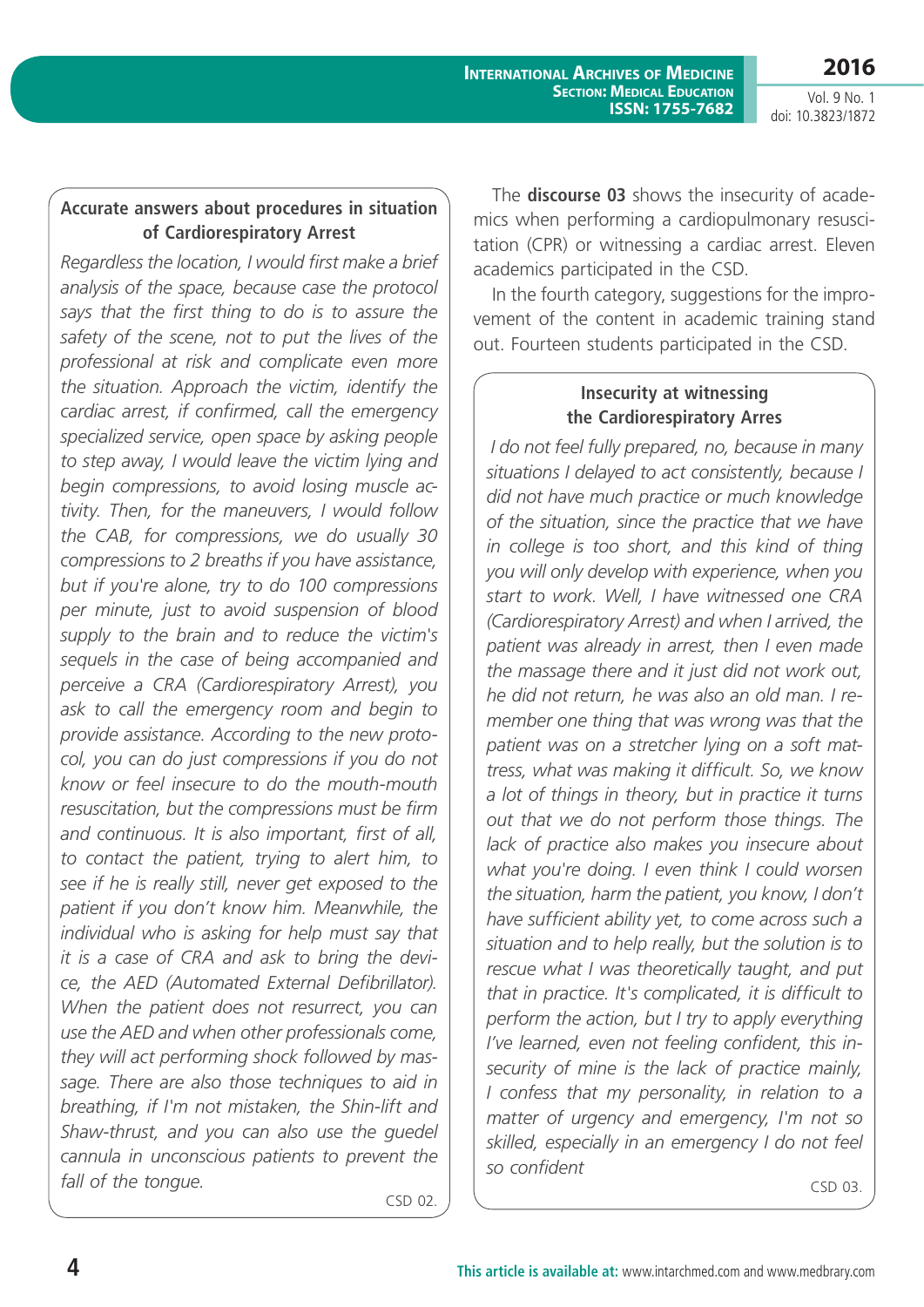**Accurate answers about procedures in situation of Cardiorespiratory Arrest**

*Regardless the location, I would first make a brief analysis of the space, because case the protocol says that the first thing to do is to assure the safety of the scene, not to put the lives of the professional at risk and complicate even more the situation. Approach the victim, identify the cardiac arrest, if confirmed, call the emergency specialized service, open space by asking people to step away, I would leave the victim lying and begin compressions, to avoid losing muscle activity. Then, for the maneuvers, I would follow the CAB, for compressions, we do usually 30 compressions to 2 breaths if you have assistance, but if you're alone, try to do 100 compressions per minute, just to avoid suspension of blood supply to the brain and to reduce the victim's sequels in the case of being accompanied and perceive a CRA (Cardiorespiratory Arrest), you ask to call the emergency room and begin to provide assistance. According to the new protocol, you can do just compressions if you do not know or feel insecure to do the mouth-mouth resuscitation, but the compressions must be firm and continuous. It is also important, first of all, to contact the patient, trying to alert him, to see if he is really still, never get exposed to the patient if you don't know him. Meanwhile, the individual who is asking for help must say that it is a case of CRA and ask to bring the device, the AED (Automated External Defibrillator). When the patient does not resurrect, you can use the AED and when other professionals come, they will act performing shock followed by massage. There are also those techniques to aid in breathing, if I'm not mistaken, the Shin-lift and Shaw-thrust, and you can also use the guedel cannula in unconscious patients to prevent the fall of the tongue.*

CSD 02.

The **discourse 03** shows the insecurity of academics when performing a cardiopulmonary resuscitation (CPR) or witnessing a cardiac arrest. Eleven academics participated in the CSD.

In the fourth category, suggestions for the improvement of the content in academic training stand out. Fourteen students participated in the CSD.

**Insecurity at witnessing the Cardiorespiratory Arres**

*I do not feel fully prepared, no, because in many situations I delayed to act consistently, because I did not have much practice or much knowledge of the situation, since the practice that we have in college is too short, and this kind of thing you will only develop with experience, when you start to work. Well, I have witnessed one CRA (Cardiorespiratory Arrest) and when I arrived, the patient was already in arrest, then I even made the massage there and it just did not work out, he did not return, he was also an old man. I remember one thing that was wrong was that the patient was on a stretcher lying on a soft mattress, what was making it difficult. So, we know a lot of things in theory, but in practice it turns out that we do not perform those things. The lack of practice also makes you insecure about what you're doing. I even think I could worsen the situation, harm the patient, you know, I don't have sufficient ability yet, to come across such a situation and to help really, but the solution is to rescue what I was theoretically taught, and put that in practice. It's complicated, it is difficult to perform the action, but I try to apply everything I've learned, even not feeling confident, this insecurity of mine is the lack of practice mainly, I confess that my personality, in relation to a matter of urgency and emergency, I'm not so skilled, especially in an emergency I do not feel so confident*

CSD 03.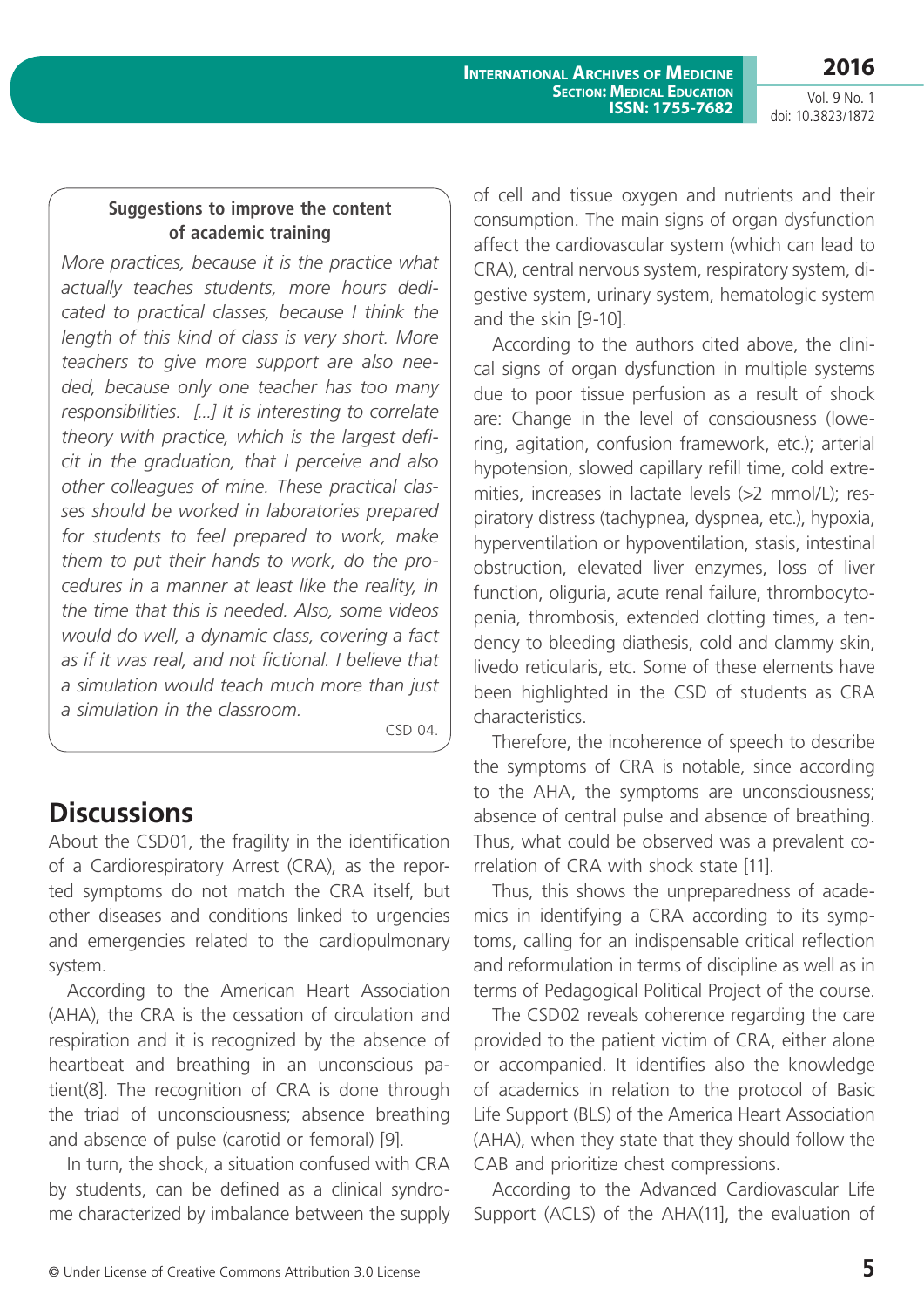**Suggestions to improve the content of academic training**

*More practices, because it is the practice what actually teaches students, more hours dedicated to practical classes, because I think the length of this kind of class is very short. More teachers to give more support are also needed, because only one teacher has too many responsibilities. [...] It is interesting to correlate theory with practice, which is the largest deficit in the graduation, that I perceive and also other colleagues of mine. These practical classes should be worked in laboratories prepared for students to feel prepared to work, make them to put their hands to work, do the procedures in a manner at least like the reality, in the time that this is needed. Also, some videos would do well, a dynamic class, covering a fact as if it was real, and not fictional. I believe that a simulation would teach much more than just a simulation in the classroom.*

CSD 04.

## Discussions

About the CSD01, the fragility in the identification of a Cardiorespiratory Arrest (CRA), as the reported symptoms do not match the CRA itself, but other diseases and conditions linked to urgencies and emergencies related to the cardiopulmonary system.

According to the American Heart Association (AHA), the CRA is the cessation of circulation and respiration and it is recognized by the absence of heartbeat and breathing in an unconscious patient(8). The recognition of CRA is done through the triad of unconsciousness; absence breathing and absence of pulse (carotid or femoral) [9].

In turn, the shock, a situation confused with CRA by students, can be defined as a clinical syndrome characterized by imbalance between the supply of cell and tissue oxygen and nutrients and their consumption. The main signs of organ dysfunction affect the cardiovascular system (which can lead to CRA), central nervous system, respiratory system, digestive system, urinary system, hematologic system and the skin [9-10].

According to the authors cited above, the clinical signs of organ dysfunction in multiple systems due to poor tissue perfusion as a result of shock are: Change in the level of consciousness (lowering, agitation, confusion framework, etc.); arterial hypotension, slowed capillary refill time, cold extremities, increases in lactate levels (>2 mmol/L); respiratory distress (tachypnea, dyspnea, etc.), hypoxia, hyperventilation or hypoventilation, stasis, intestinal obstruction, elevated liver enzymes, loss of liver function, oliguria, acute renal failure, thrombocytopenia, thrombosis, extended clotting times, a tendency to bleeding diathesis, cold and clammy skin, livedo reticularis, etc. Some of these elements have been highlighted in the CSD of students as CRA characteristics.

Therefore, the incoherence of speech to describe the symptoms of CRA is notable, since according to the AHA, the symptoms are unconsciousness; absence of central pulse and absence of breathing. Thus, what could be observed was a prevalent correlation of CRA with shock state [11].

Thus, this shows the unpreparedness of academics in identifying a CRA according to its symptoms, calling for an indispensable critical reflection and reformulation in terms of discipline as well as in terms of Pedagogical Political Project of the course.

The CSD02 reveals coherence regarding the care provided to the patient victim of CRA, either alone or accompanied. It identifies also the knowledge of academics in relation to the protocol of Basic Life Support (BLS) of the America Heart Association (AHA), when they state that they should follow the CAB and prioritize chest compressions.

According to the Advanced Cardiovascular Life Support (ACLS) of the AHA(11], the evaluation of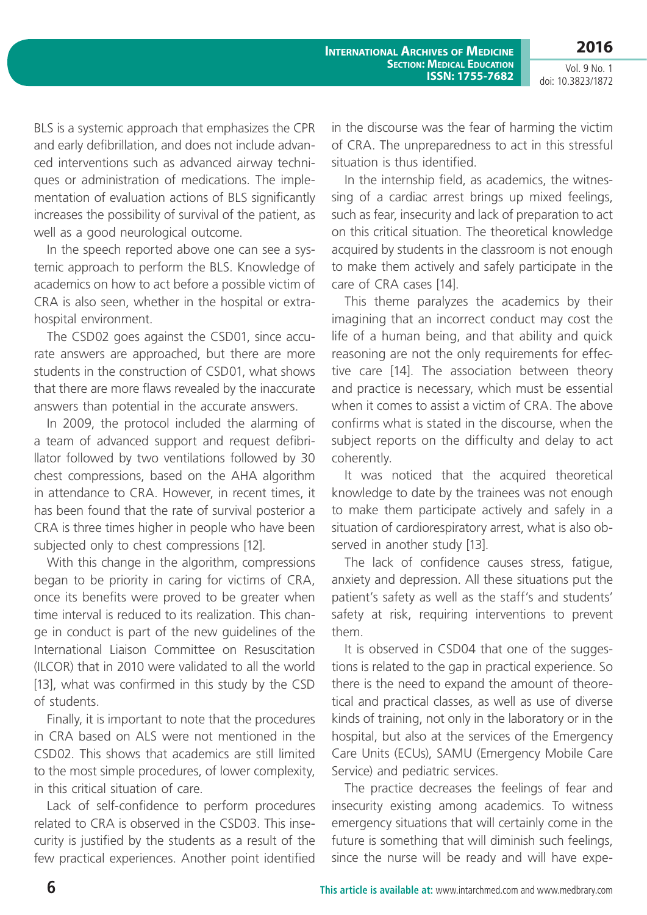BLS is a systemic approach that emphasizes the CPR and early defibrillation, and does not include advanced interventions such as advanced airway techniques or administration of medications. The implementation of evaluation actions of BLS significantly increases the possibility of survival of the patient, as well as a good neurological outcome.

In the speech reported above one can see a systemic approach to perform the BLS. Knowledge of academics on how to act before a possible victim of CRA is also seen, whether in the hospital or extra-hospital environment.

The CSD02 goes against the CSD01, since accurate answers are approached, but there are more students in the construction of CSD01, what shows that there are more flaws revealed by the inaccurate answers than potential in the accurate answers.

In 2009, the protocol included the alarming of a team of advanced support and request defibrillator followed by two ventilations followed by 30 chest compressions, based on the AHA algorithm in attendance to CRA. However, in recent times, it has been found that the rate of survival posterior a CRA is three times higher in people who have been subjected only to chest compressions [12].

With this change in the algorithm, compressions began to be priority in caring for victims of CRA, once its benefits were proved to be greater when time interval is reduced to its realization. This change in conduct is part of the new guidelines of the International Liaison Committee on Resuscitation (ILCOR) that in 2010 were validated to all the world [13], what was confirmed in this study by the CSD of students.

Finally, it is important to note that the procedures in CRA based on ALS were not mentioned in the CSD02. This shows that academics are still limited to the most simple procedures, of lower complexity, in this critical situation of care.

Lack of self-confidence to perform procedures related to CRA is observed in the CSD03. This insecurity is justified by the students as a result of the few practical experiences. Another point identified in the discourse was the fear of harming the victim of CRA. The unpreparedness to act in this stressful situation is thus identified.

In the internship field, as academics, the witnessing of a cardiac arrest brings up mixed feelings, such as fear, insecurity and lack of preparation to act on this critical situation. The theoretical knowledge acquired by students in the classroom is not enough to make them actively and safely participate in the care of CRA cases [14].

This theme paralyzes the academics by their imagining that an incorrect conduct may cost the life of a human being, and that ability and quick reasoning are not the only requirements for effective care [14]. The association between theory and practice is necessary, which must be essential when it comes to assist a victim of CRA. The above confirms what is stated in the discourse, when the subject reports on the difficulty and delay to act coherently.

It was noticed that the acquired theoretical knowledge to date by the trainees was not enough to make them participate actively and safely in a situation of cardiorespiratory arrest, what is also observed in another study [13].

The lack of confidence causes stress, fatigue, anxiety and depression. All these situations put the patient's safety as well as the staff's and students' safety at risk, requiring interventions to prevent them.

It is observed in CSD04 that one of the suggestions is related to the gap in practical experience. So there is the need to expand the amount of theoretical and practical classes, as well as use of diverse kinds of training, not only in the laboratory or in the hospital, but also at the services of the Emergency Care Units (ECUs), SAMU (Emergency Mobile Care Service) and pediatric services.

The practice decreases the feelings of fear and insecurity existing among academics. To witness emergency situations that will certainly come in the future is something that will diminish such feelings, since the nurse will be ready and will have expe-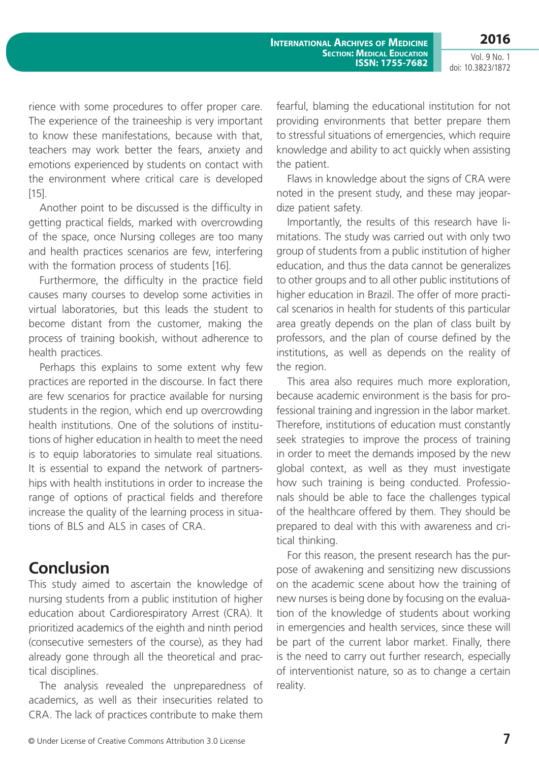rience with some procedures to offer proper care. The experience of the traineeship is very important to know these manifestations, because with that, teachers may work better the fears, anxiety and emotions experienced by students on contact with the environment where critical care is developed [15].

Another point to be discussed is the difficulty in getting practical fields, marked with overcrowding of the space, once Nursing colleges are too many and health practices scenarios are few, interfering with the formation process of students [16].

Furthermore, the difficulty in the practice field causes many courses to develop some activities in virtual laboratories, but this leads the student to become distant from the customer, making the process of training bookish, without adherence to health practices.

Perhaps this explains to some extent why few practices are reported in the discourse. In fact there are few scenarios for practice available for nursing students in the region, which end up overcrowding health institutions. One of the solutions of institutions of higher education in health to meet the need is to equip laboratories to simulate real situations. It is essential to expand the network of partnerships with health institutions in order to increase the range of options of practical fields and therefore increase the quality of the learning process in situations of BLS and ALS in cases of CRA.

## Conclusion

This study aimed to ascertain the knowledge of nursing students from a public institution of higher education about Cardiorespiratory Arrest (CRA). It prioritized academics of the eighth and ninth period (consecutive semesters of the course), as they had already gone through all the theoretical and practical disciplines.

The analysis revealed the unpreparedness of academics, as well as their insecurities related to CRA. The lack of practices contribute to make them fearful, blaming the educational institution for not providing environments that better prepare them to stressful situations of emergencies, which require knowledge and ability to act quickly when assisting the patient.

Flaws in knowledge about the signs of CRA were noted in the present study, and these may jeopardize patient safety.

Importantly, the results of this research have limitations. The study was carried out with only two group of students from a public institution of higher education, and thus the data cannot be generalizes to other groups and to all other public institutions of higher education in Brazil. The offer of more practical scenarios in health for students of this particular area greatly depends on the plan of class built by professors, and the plan of course defined by the institutions, as well as depends on the reality of the region.

This area also requires much more exploration, because academic environment is the basis for professional training and ingression in the labor market. Therefore, institutions of education must constantly seek strategies to improve the process of training in order to meet the demands imposed by the new global context, as well as they must investigate how such training is being conducted. Professionals should be able to face the challenges typical of the healthcare offered by them. They should be prepared to deal with this with awareness and critical thinking.

For this reason, the present research has the purpose of awakening and sensitizing new discussions on the academic scene about how the training of new nurses is being done by focusing on the evaluation of the knowledge of students about working in emergencies and health services, since these will be part of the current labor market. Finally, there is the need to carry out further research, especially of interventionist nature, so as to change a certain reality.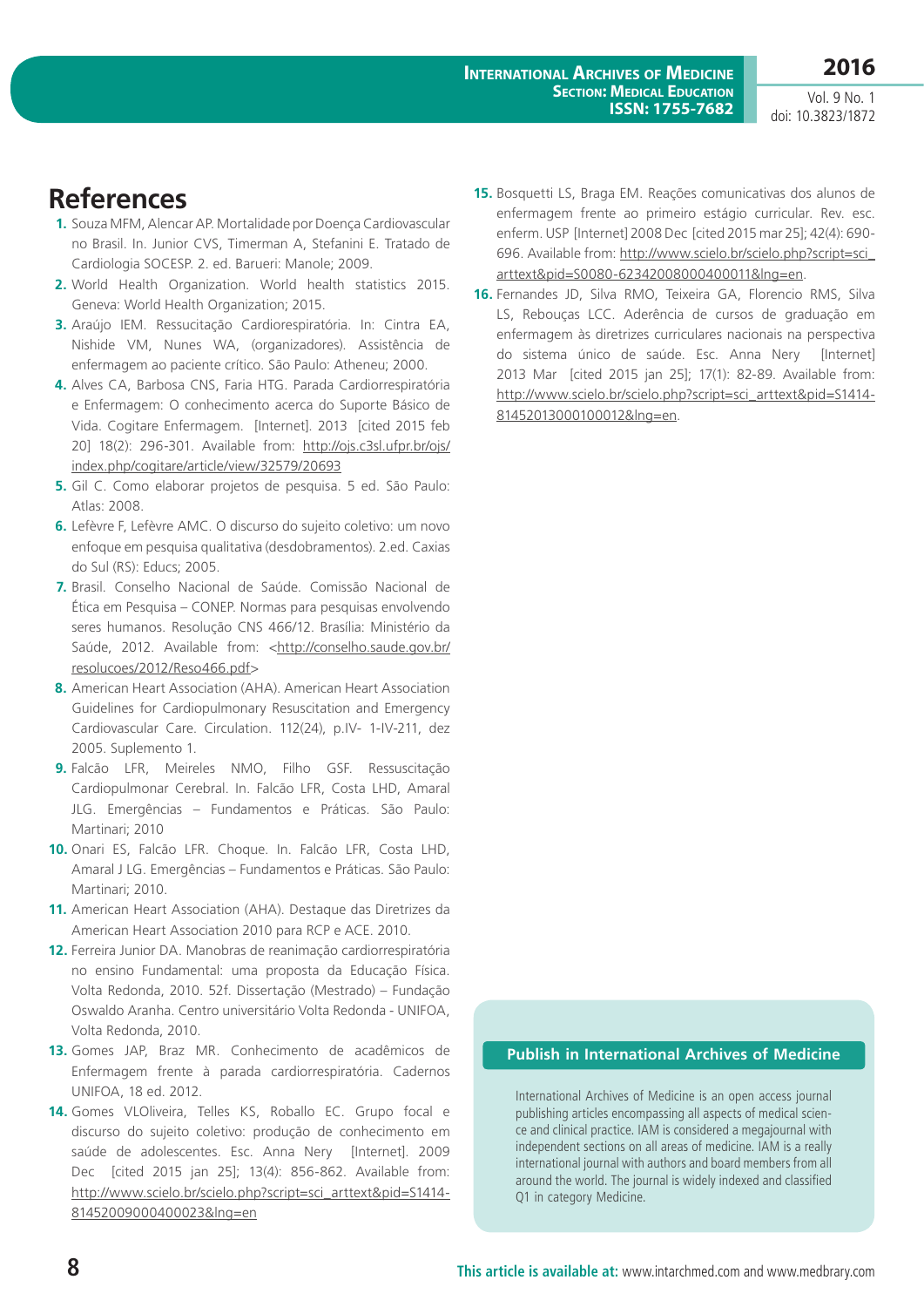# References

1. Souza MFM, Alencar AP. Mortalidade por Doença Cardiovascular no Brasil. In. Junior CVS, Timerman A, Stefanini E. Tratado de Cardiologia SOCESP. 2. ed. Barueri: Manole; 2009.
2. World Health Organization. World health statistics 2015. Geneva: World Health Organization; 2015.
3. Araújo IEM. Ressucitação Cardiorespiratória. In: Cintra EA, Nishide VM, Nunes WA, (organizadores). Assistência de enfermagem ao paciente crítico. São Paulo: Atheneu; 2000.
4. Alves CA, Barbosa CNS, Faria HTG. Parada Cardiorrespiratória e Enfermagem: O conhecimento acerca do Suporte Básico de Vida. Cogitare Enfermagem. [Internet]. 2013 [cited 2015 feb 20] 18(2): 296-301. Available from: http://ojs.c3sl.ufpr.br/ojs/index.php/cogitare/article/view/32579/20693
5. Gil C. Como elaborar projetos de pesquisa. 5 ed. São Paulo: Atlas: 2008.
6. Lefèvre F, Lefèvre AMC. O discurso do sujeito coletivo: um novo enfoque em pesquisa qualitativa (desdobramentos). 2.ed. Caxias do Sul (RS): Educs; 2005.
7. Brasil. Conselho Nacional de Saúde. Comissão Nacional de Ética em Pesquisa – CONEP. Normas para pesquisas envolvendo seres humanos. Resolução CNS 466/12. Brasília: Ministério da Saúde, 2012. Available from: <http://conselho.saude.gov.br/resolucoes/2012/Reso466.pdf>
8. American Heart Association (AHA). American Heart Association Guidelines for Cardiopulmonary Resuscitation and Emergency Cardiovascular Care. Circulation. 112(24), p.IV- 1-IV-211, dez 2005. Suplemento 1.
9. Falcão LFR, Meireles NMO, Filho GSF. Ressuscitação Cardiopulmonar Cerebral. In. Falcão LFR, Costa LHD, Amaral JLG. Emergências – Fundamentos e Práticas. São Paulo: Martinari; 2010
10. Onari ES, Falcão LFR. Choque. In. Falcão LFR, Costa LHD, Amaral J LG. Emergências – Fundamentos e Práticas. São Paulo: Martinari; 2010.
11. American Heart Association (AHA). Destaque das Diretrizes da American Heart Association 2010 para RCP e ACE. 2010.
12. Ferreira Junior DA. Manobras de reanimação cardiorrespiratória no ensino Fundamental: uma proposta da Educação Física. Volta Redonda, 2010. 52f. Dissertação (Mestrado) – Fundação Oswaldo Aranha. Centro universitário Volta Redonda - UNIFOA, Volta Redonda, 2010.
13. Gomes JAP, Braz MR. Conhecimento de acadêmicos de Enfermagem frente à parada cardiorrespiratória. Cadernos UNIFOA, 18 ed. 2012.
14. Gomes VLOliveira, Telles KS, Roballo EC. Grupo focal e discurso do sujeito coletivo: produção de conhecimento em saúde de adolescentes. Esc. Anna Nery [Internet]. 2009 Dec [cited 2015 jan 25]; 13(4): 856-862. Available from: http://www.scielo.br/scielo.php?script=sci_arttext&pid=S1414-81452009000400023&lng=en
15. Bosquetti LS, Braga EM. Reações comunicativas dos alunos de enfermagem frente ao primeiro estágio curricular. Rev. esc. enferm. USP [Internet] 2008 Dec [cited 2015 mar 25]; 42(4): 690-696. Available from: http://www.scielo.br/scielo.php?script=sci_arttext&pid=S0080-62342008000400011&lng=en.
16. Fernandes JD, Silva RMO, Teixeira GA, Florencio RMS, Silva LS, Rebouças LCC. Aderência de cursos de graduação em enfermagem às diretrizes curriculares nacionais na perspectiva do sistema único de saúde. Esc. Anna Nery [Internet] 2013 Mar [cited 2015 jan 25]; 17(1): 82-89. Available from: http://www.scielo.br/scielo.php?script=sci_arttext&pid=S1414-81452013000100012&lng=en.

**Publish in International Archives of Medicine**

International Archives of Medicine is an open access journal publishing articles encompassing all aspects of medical science and clinical practice. IAM is considered a megajournal with independent sections on all areas of medicine. IAM is a really international journal with authors and board members from all around the world. The journal is widely indexed and classified Q1 in category Medicine.